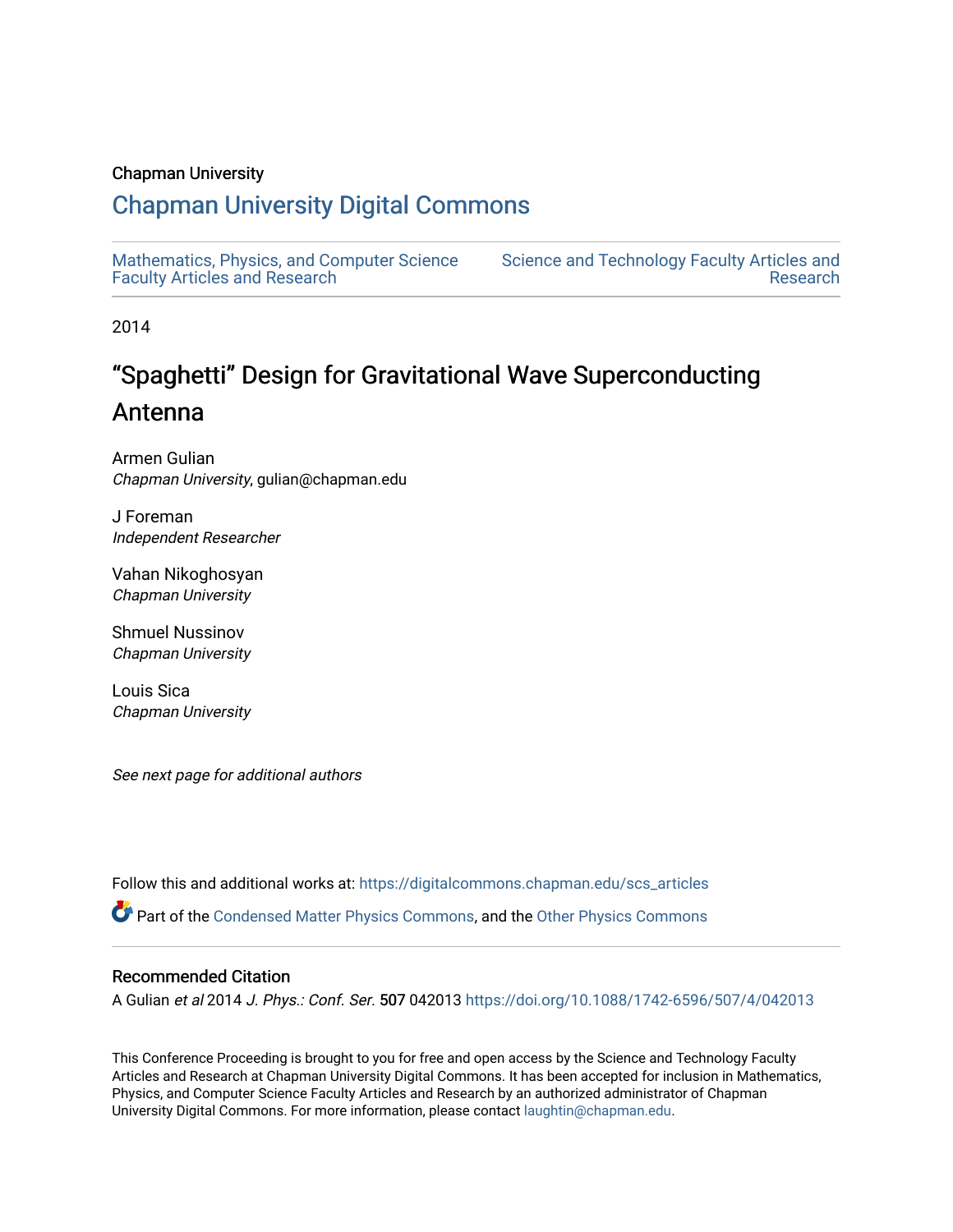Chapman University

## Chapman University Digital Commons

Mathematics, Physics, and Computer Science Faculty Articles and Research

Science and Technology Faculty Articles and Research

2014

# "Spaghetti" Design for Gravitational Wave Superconducting Antenna

Armen Gulian
*Chapman University*, gulian@chapman.edu

J Foreman
*Independent Researcher*

Vahan Nikoghosyan
*Chapman University*

Shmuel Nussinov
*Chapman University*

Louis Sica
*Chapman University*

*See next page for additional authors*

Follow this and additional works at: https://digitalcommons.chapman.edu/scs_articles

Part of the Condensed Matter Physics Commons, and the Other Physics Commons

### Recommended Citation

A Gulian *et al* 2014 *J. Phys.: Conf. Ser.* 507 042013 https://doi.org/10.1088/1742-6596/507/4/042013

This Conference Proceeding is brought to you for free and open access by the Science and Technology Faculty Articles and Research at Chapman University Digital Commons. It has been accepted for inclusion in Mathematics, Physics, and Computer Science Faculty Articles and Research by an authorized administrator of Chapman University Digital Commons. For more information, please contact laughtin@chapman.edu.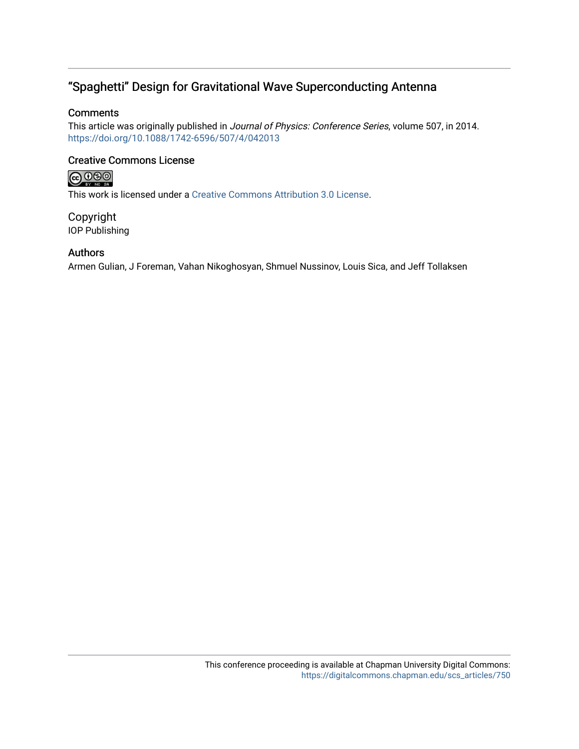# “Spaghetti” Design for Gravitational Wave Superconducting Antenna

## Comments

This article was originally published in *Journal of Physics: Conference Series*, volume 507, in 2014. https://doi.org/10.1088/1742-6596/507/4/042013

## Creative Commons License

This work is licensed under a Creative Commons Attribution 3.0 License.

## Copyright

IOP Publishing

## Authors

Armen Gulian, J Foreman, Vahan Nikoghosyan, Shmuel Nussinov, Louis Sica, and Jeff Tollaksen

This conference proceeding is available at Chapman University Digital Commons: https://digitalcommons.chapman.edu/scs_articles/750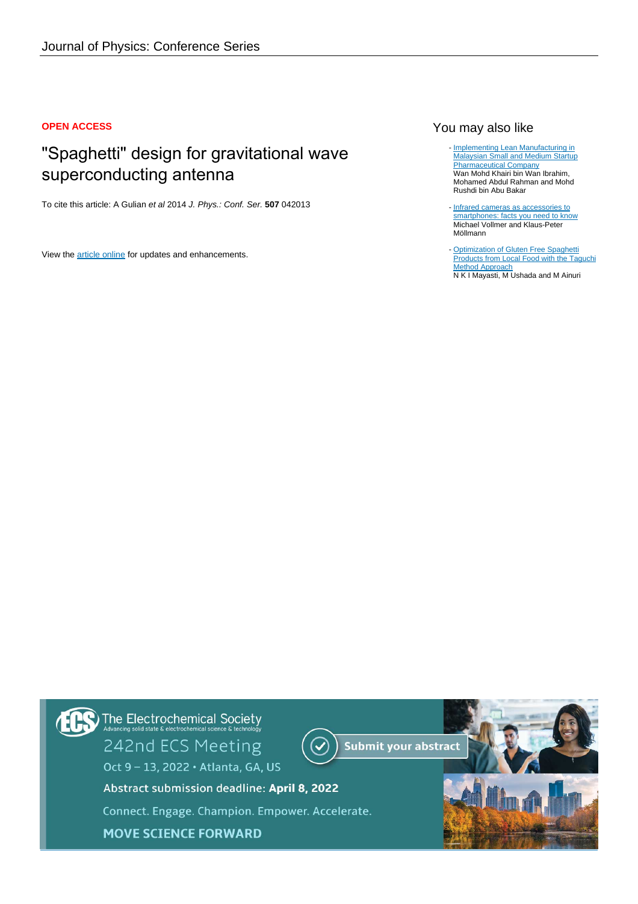Journal of Physics: Conference Series

**OPEN ACCESS**

# "Spaghetti" design for gravitational wave superconducting antenna

To cite this article: A Gulian *et al* 2014 *J. Phys.: Conf. Ser.* **507** 042013

View the article online for updates and enhancements.

## You may also like

- Implementing Lean Manufacturing in Malaysian Small and Medium Startup Pharmaceutical Company
  Wan Mohd Khairi bin Wan Ibrahim, Mohamed Abdul Rahman and Mohd Rushdi bin Abu Bakar
- Infrared cameras as accessories to smartphones: facts you need to know
  Michael Vollmer and Klaus-Peter Möllmann
- Optimization of Gluten Free Spaghetti Products from Local Food with the Taguchi Method Approach
  N K I Mayasti, M Ushada and M Ainuri

The Electrochemical Society
Advancing solid state & electrochemical science & technology

242nd ECS Meeting

Oct 9 – 13, 2022 • Atlanta, GA, US

Submit your abstract

Abstract submission deadline: **April 8, 2022**

Connect. Engage. Champion. Empower. Accelerate.

MOVE SCIENCE FORWARD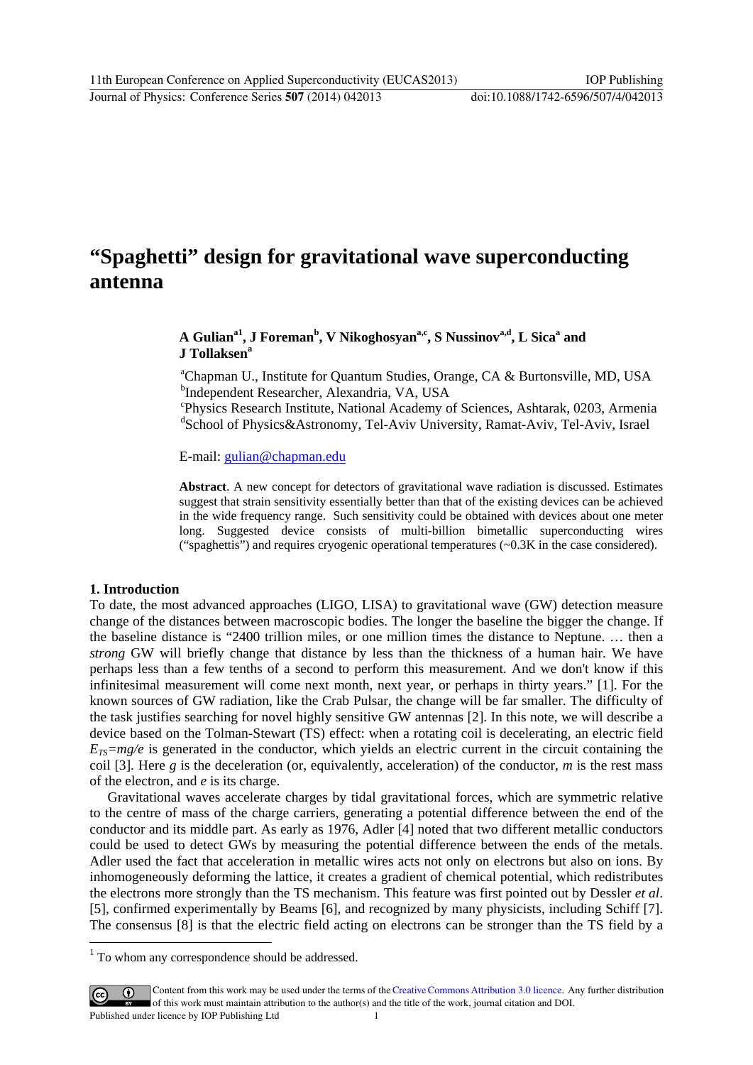# "Spaghetti" design for gravitational wave superconducting antenna

**A Gulian[a1], J Foreman[b], V Nikoghosyan[a,c], S Nussinov[a,d], L Sica[a] and J Tollaksen[a]**

[a]Chapman U., Institute for Quantum Studies, Orange, CA & Burtonsville, MD, USA
[b]Independent Researcher, Alexandria, VA, USA
[c]Physics Research Institute, National Academy of Sciences, Ashtarak, 0203, Armenia
[d]School of Physics&Astronomy, Tel-Aviv University, Ramat-Aviv, Tel-Aviv, Israel

E-mail: gulian@chapman.edu

**Abstract**. A new concept for detectors of gravitational wave radiation is discussed. Estimates suggest that strain sensitivity essentially better than that of the existing devices can be achieved in the wide frequency range. Such sensitivity could be obtained with devices about one meter long. Suggested device consists of multi-billion bimetallic superconducting wires ("spaghettis") and requires cryogenic operational temperatures (~0.3K in the case considered).

## 1. Introduction

To date, the most advanced approaches (LIGO, LISA) to gravitational wave (GW) detection measure change of the distances between macroscopic bodies. The longer the baseline the bigger the change. If the baseline distance is "2400 trillion miles, or one million times the distance to Neptune. … then a *strong* GW will briefly change that distance by less than the thickness of a human hair. We have perhaps less than a few tenths of a second to perform this measurement. And we don't know if this infinitesimal measurement will come next month, next year, or perhaps in thirty years." [1]. For the known sources of GW radiation, like the Crab Pulsar, the change will be far smaller. The difficulty of the task justifies searching for novel highly sensitive GW antennas [2]. In this note, we will describe a device based on the Tolman-Stewart (TS) effect: when a rotating coil is decelerating, an electric field $E_{TS}=mg/e$ is generated in the conductor, which yields an electric current in the circuit containing the coil [3]. Here $g$ is the deceleration (or, equivalently, acceleration) of the conductor, $m$ is the rest mass of the electron, and $e$ is its charge.

Gravitational waves accelerate charges by tidal gravitational forces, which are symmetric relative to the centre of mass of the charge carriers, generating a potential difference between the end of the conductor and its middle part. As early as 1976, Adler [4] noted that two different metallic conductors could be used to detect GWs by measuring the potential difference between the ends of the metals. Adler used the fact that acceleration in metallic wires acts not only on electrons but also on ions. By inhomogeneously deforming the lattice, it creates a gradient of chemical potential, which redistributes the electrons more strongly than the TS mechanism. This feature was first pointed out by Dessler *et al*. [5], confirmed experimentally by Beams [6], and recognized by many physicists, including Schiff [7]. The consensus [8] is that the electric field acting on electrons can be stronger than the TS field by a

[1] To whom any correspondence should be addressed.

Content from this work may be used under the terms of the Creative Commons Attribution 3.0 licence. Any further distribution of this work must maintain attribution to the author(s) and the title of the work, journal citation and DOI.
Published under licence by IOP Publishing Ltd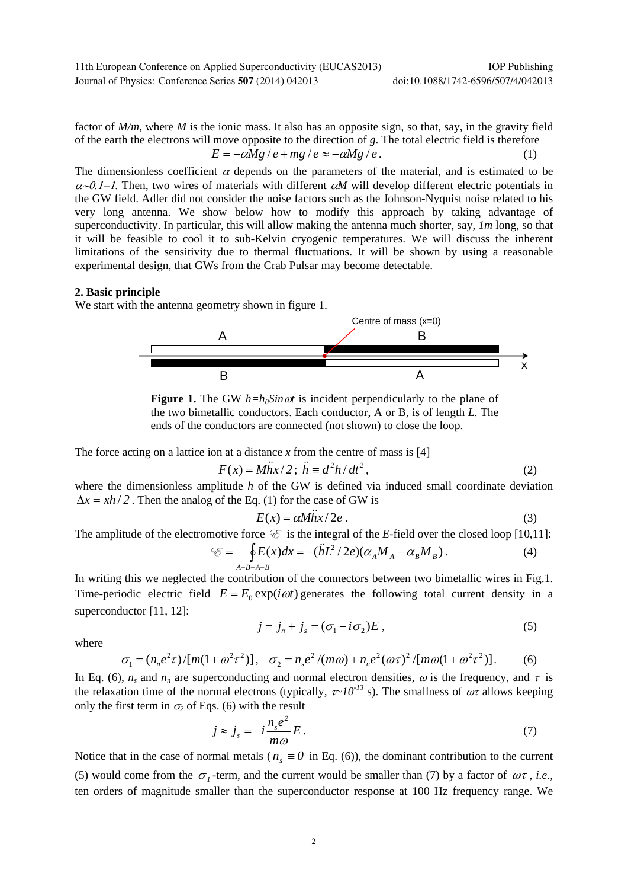factor of $M/m$, where $M$ is the ionic mass. It also has an opposite sign, so that, say, in the gravity field of the earth the electrons will move opposite to the direction of $g$. The total electric field is therefore

$$E = -\alpha Mg/e + mg/e \approx -\alpha Mg/e\,. \tag{1}$$

The dimensionless coefficient $\alpha$ depends on the parameters of the material, and is estimated to be $\alpha \sim 0.1 - 1$. Then, two wires of materials with different $\alpha M$ will develop different electric potentials in the GW field. Adler did not consider the noise factors such as the Johnson-Nyquist noise related to his very long antenna. We show below how to modify this approach by taking advantage of superconductivity. In particular, this will allow making the antenna much shorter, say, *1m* long, so that it will be feasible to cool it to sub-Kelvin cryogenic temperatures. We will discuss the inherent limitations of the sensitivity due to thermal fluctuations. It will be shown by using a reasonable experimental design, that GWs from the Crab Pulsar may become detectable.

## 2. Basic principle

We start with the antenna geometry shown in figure 1.

Centre of mass (x=0)

**Figure 1.** The GW $h=h_0 Sin\,\omega t$ is incident perpendicularly to the plane of the two bimetallic conductors. Each conductor, A or B, is of length $L$. The ends of the conductors are connected (not shown) to close the loop.

The force acting on a lattice ion at a distance $x$ from the centre of mass is [4]

$$F(x) = M\ddot{h}x/2\,;\; \ddot{h} \equiv d^2h/dt^2\,, \tag{2}$$

where the dimensionless amplitude $h$ of the GW is defined via induced small coordinate deviation $\Delta x = xh/2$. Then the analog of the Eq. (1) for the case of GW is

$$E(x) = \alpha M\ddot{h}x/2e\,. \tag{3}$$

The amplitude of the electromotive force $\mathscr{E}$ is the integral of the $E$-field over the closed loop [10,11]:

$$\mathscr{E} = \oint_{A-B-A-B} E(x)dx = -(\ddot{h}L^2/2e)(\alpha_A M_A - \alpha_B M_B)\,. \tag{4}$$

In writing this we neglected the contribution of the connectors between two bimetallic wires in Fig.1. Time-periodic electric field $E = E_0 \exp(i\omega t)$ generates the following total current density in a superconductor [11, 12]:

$$j = j_n + j_s = (\sigma_1 - i\sigma_2)E\,, \tag{5}$$

where

$$\sigma_1 = (n_n e^2\tau)/[m(1+\omega^2\tau^2)],\quad \sigma_2 = n_s e^2/(m\omega) + n_n e^2(\omega\tau)^2/[m\omega(1+\omega^2\tau^2)]. \tag{6}$$

In Eq. (6), $n_s$ and $n_n$ are superconducting and normal electron densities, $\omega$ is the frequency, and $\tau$ is the relaxation time of the normal electrons (typically, $\tau \sim 10^{-13}$ s). The smallness of $\omega\tau$ allows keeping only the first term in $\sigma_2$ of Eqs. (6) with the result

$$j \approx j_s = -i\frac{n_s e^2}{m\omega}E\,. \tag{7}$$

Notice that in the case of normal metals ($n_s \equiv 0$ in Eq. (6)), the dominant contribution to the current (5) would come from the $\sigma_1$-term, and the current would be smaller than (7) by a factor of $\omega\tau$, *i.e.*, ten orders of magnitude smaller than the superconductor response at 100 Hz frequency range. We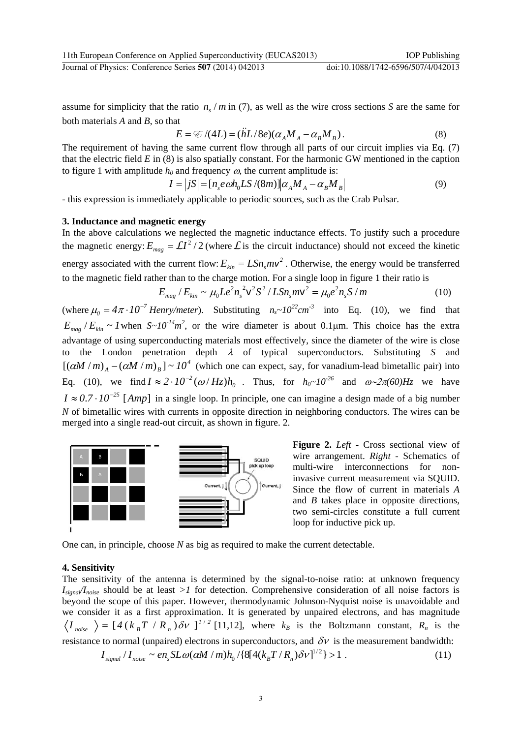assume for simplicity that the ratio $n_s / m$ in (7), as well as the wire cross sections *S* are the same for both materials *A* and *B*, so that

$$E = \mathscr{E}/(4L) = (\ddot{h}L/8e)(\alpha_A M_A - \alpha_B M_B)\,. \tag{8}$$

The requirement of having the same current flow through all parts of our circuit implies via Eq. (7) that the electric field *E* in (8) is also spatially constant. For the harmonic GW mentioned in the caption to figure 1 with amplitude $h_0$ and frequency $\omega$, the current amplitude is:

$$I = |jS| = [n_s e \omega h_0 LS/(8m)] \left| \alpha_A M_A - \alpha_B M_B \right| \tag{9}$$

- this expression is immediately applicable to periodic sources, such as the Crab Pulsar.

### 3. Inductance and magnetic energy

In the above calculations we neglected the magnetic inductance effects. To justify such a procedure the magnetic energy: $E_{mag} = \mathcal{L}I^2/2$ (where $\mathcal{L}$ is the circuit inductance) should not exceed the kinetic energy associated with the current flow: $E_{kin} = LSn_s mv^2$. Otherwise, the energy would be transferred to the magnetic field rather than to the charge motion. For a single loop in figure 1 their ratio is

$$E_{mag}/E_{kin} \sim \mu_0 L e^2 n_s^{\,2} v^2 S^2 / LSn_s m v^2 = \mu_0 e^2 n_s S/m \tag{10}$$

(where $\mu_0 = 4\pi \cdot 10^{-7}$ *Henry/meter*). Substituting $n_s \sim 10^{22} cm^{-3}$ into Eq. (10), we find that $E_{mag}/E_{kin} \sim 1$ when $S \sim 10^{-14} m^2$, or the wire diameter is about 0.1μm. This choice has the extra advantage of using superconducting materials most effectively, since the diameter of the wire is close to the London penetration depth $\lambda$ of typical superconductors. Substituting *S* and $[(\alpha M/m)_A - (\alpha M/m)_B] \sim 10^4$ (which one can expect, say, for vanadium-lead bimetallic pair) into Eq. (10), we find $I \approx 2 \cdot 10^{-2}(\omega/Hz)h_0$. Thus, for $h_0 \sim 10^{-26}$ and $\omega \sim 2\pi(60)Hz$ we have $I \approx 0.7 \cdot 10^{-25}$ $[Amp]$ in a single loop. In principle, one can imagine a design made of a big number *N* of bimetallic wires with currents in opposite direction in neighboring conductors. The wires can be merged into a single read-out circuit, as shown in figure. 2.

**Figure 2.** *Left* - Cross sectional view of wire arrangement. *Right* - Schematics of multi-wire interconnections for non-invasive current measurement via SQUID. Since the flow of current in materials *A* and *B* takes place in opposite directions, two semi-circles constitute a full current loop for inductive pick up.

One can, in principle, choose *N* as big as required to make the current detectable.

### 4. Sensitivity

The sensitivity of the antenna is determined by the signal-to-noise ratio: at unknown frequency $I_{signal}/I_{noise}$ should be at least $>1$ for detection. Comprehensive consideration of all noise factors is beyond the scope of this paper. However, thermodynamic Johnson-Nyquist noise is unavoidable and we consider it as a first approximation. It is generated by unpaired electrons, and has magnitude $\langle I_{noise} \rangle = [4(k_B T/R_n)\delta\nu]^{1/2}$ [11,12], where $k_B$ is the Boltzmann constant, $R_n$ is the resistance to normal (unpaired) electrons in superconductors, and $\delta\nu$ is the measurement bandwidth:

$$I_{signal}/I_{noise} \sim en_s SL\omega(\alpha M/m)h_0 / \{8[4(k_B T/R_n)\delta\nu]^{1/2}\} > 1\,. \tag{11}$$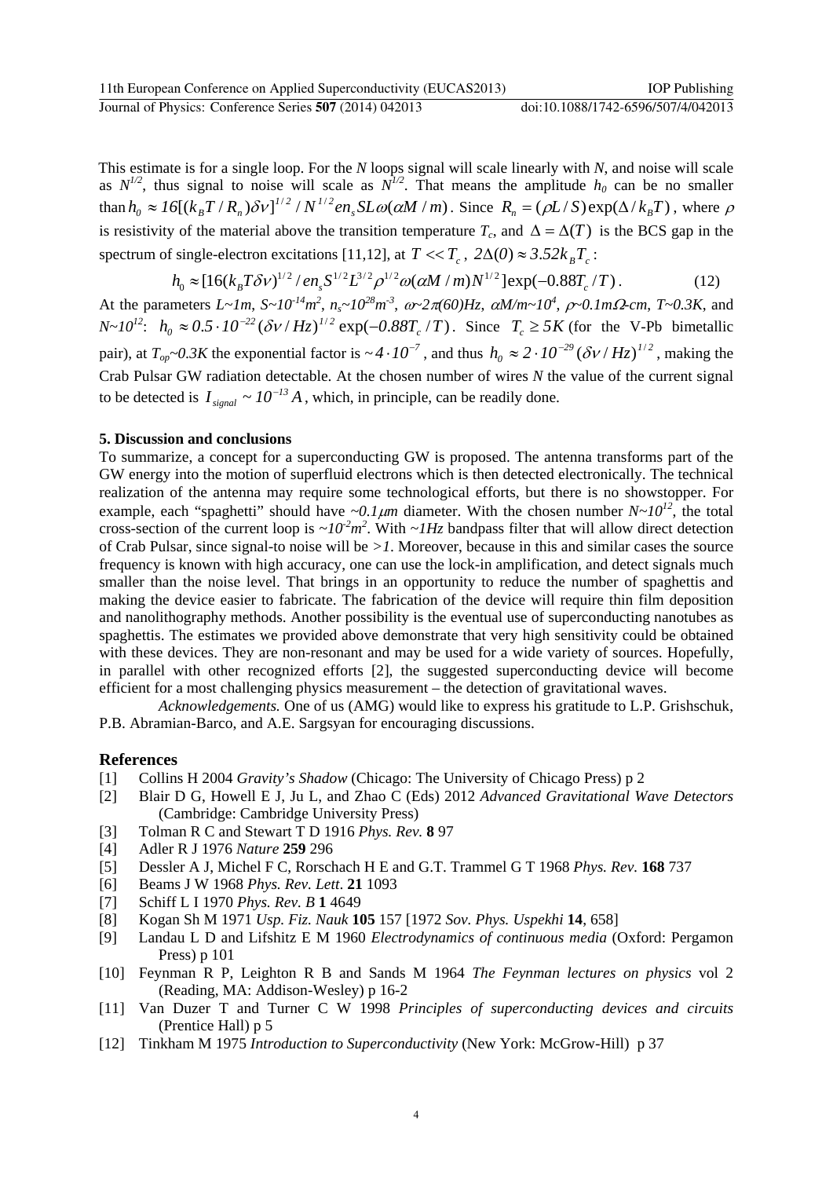This estimate is for a single loop. For the $N$ loops signal will scale linearly with $N$, and noise will scale as $N^{1/2}$, thus signal to noise will scale as $N^{1/2}$. That means the amplitude $h_0$ can be no smaller than $h_0 \approx 16[(k_B T / R_n)\delta\nu]^{1/2} / N^{1/2} e n_s S L \omega(\alpha M / m)$. Since $R_n = (\rho L / S)\exp(\Delta / k_B T)$, where $\rho$ is resistivity of the material above the transition temperature $T_c$, and $\Delta = \Delta(T)$ is the BCS gap in the spectrum of single-electron excitations [11,12], at $T << T_c$, $2\Delta(0) \approx 3.52 k_B T_c$:

$$h_0 \approx [16(k_B T \delta\nu)^{1/2} / e n_s S^{1/2} L^{3/2} \rho^{1/2} \omega(\alpha M / m) N^{1/2}] \exp(-0.88 T_c / T). \tag{12}$$

At the parameters $L \sim 1m$, $S \sim 10^{-14} m^2$, $n_s \sim 10^{28} m^{-3}$, $\omega \sim 2\pi(60)Hz$, $\alpha M/m \sim 10^4$, $\rho \sim 0.1 m\Omega\text{-}cm$, $T \sim 0.3K$, and $N \sim 10^{12}$: $h_0 \approx 0.5 \cdot 10^{-22} (\delta\nu / Hz)^{1/2} \exp(-0.88 T_c / T)$. Since $T_c \geq 5K$ (for the V-Pb bimetallic pair), at $T_{op} \sim 0.3K$ the exponential factor is $\sim 4 \cdot 10^{-7}$, and thus $h_0 \approx 2 \cdot 10^{-29} (\delta\nu / Hz)^{1/2}$, making the Crab Pulsar GW radiation detectable. At the chosen number of wires $N$ the value of the current signal to be detected is $I_{signal} \sim 10^{-13} A$, which, in principle, can be readily done.

## 5. Discussion and conclusions

To summarize, a concept for a superconducting GW is proposed. The antenna transforms part of the GW energy into the motion of superfluid electrons which is then detected electronically. The technical realization of the antenna may require some technological efforts, but there is no showstopper. For example, each "spaghetti" should have $\sim 0.1 \mu m$ diameter. With the chosen number $N \sim 10^{12}$, the total cross-section of the current loop is $\sim 10^{-2} m^2$. With $\sim 1Hz$ bandpass filter that will allow direct detection of Crab Pulsar, since signal-to noise will be $>1$. Moreover, because in this and similar cases the source frequency is known with high accuracy, one can use the lock-in amplification, and detect signals much smaller than the noise level. That brings in an opportunity to reduce the number of spaghettis and making the device easier to fabricate. The fabrication of the device will require thin film deposition and nanolithography methods. Another possibility is the eventual use of superconducting nanotubes as spaghettis. The estimates we provided above demonstrate that very high sensitivity could be obtained with these devices. They are non-resonant and may be used for a wide variety of sources. Hopefully, in parallel with other recognized efforts [2], the suggested superconducting device will become efficient for a most challenging physics measurement – the detection of gravitational waves.

*Acknowledgements.* One of us (AMG) would like to express his gratitude to L.P. Grishschuk, P.B. Abramian-Barco, and A.E. Sargsyan for encouraging discussions.

## References

[1] Collins H 2004 *Gravity's Shadow* (Chicago: The University of Chicago Press) p 2

[2] Blair D G, Howell E J, Ju L, and Zhao C (Eds) 2012 *Advanced Gravitational Wave Detectors* (Cambridge: Cambridge University Press)

[3] Tolman R C and Stewart T D 1916 *Phys. Rev.* **8** 97

[4] Adler R J 1976 *Nature* **259** 296

[5] Dessler A J, Michel F C, Rorschach H E and G.T. Trammel G T 1968 *Phys. Rev.* **168** 737

[6] Beams J W 1968 *Phys. Rev. Lett*. **21** 1093

[7] Schiff L I 1970 *Phys. Rev. B* **1** 4649

[8] Kogan Sh M 1971 *Usp. Fiz. Nauk* **105** 157 [1972 *Sov. Phys. Uspekhi* **14**, 658]

[9] Landau L D and Lifshitz E M 1960 *Electrodynamics of continuous media* (Oxford: Pergamon Press) p 101

[10] Feynman R P, Leighton R B and Sands M 1964 *The Feynman lectures on physics* vol 2 (Reading, MA: Addison-Wesley) p 16-2

[11] Van Duzer T and Turner C W 1998 *Principles of superconducting devices and circuits* (Prentice Hall) p 5

[12] Tinkham M 1975 *Introduction to Superconductivity* (New York: McGrow-Hill) p 37